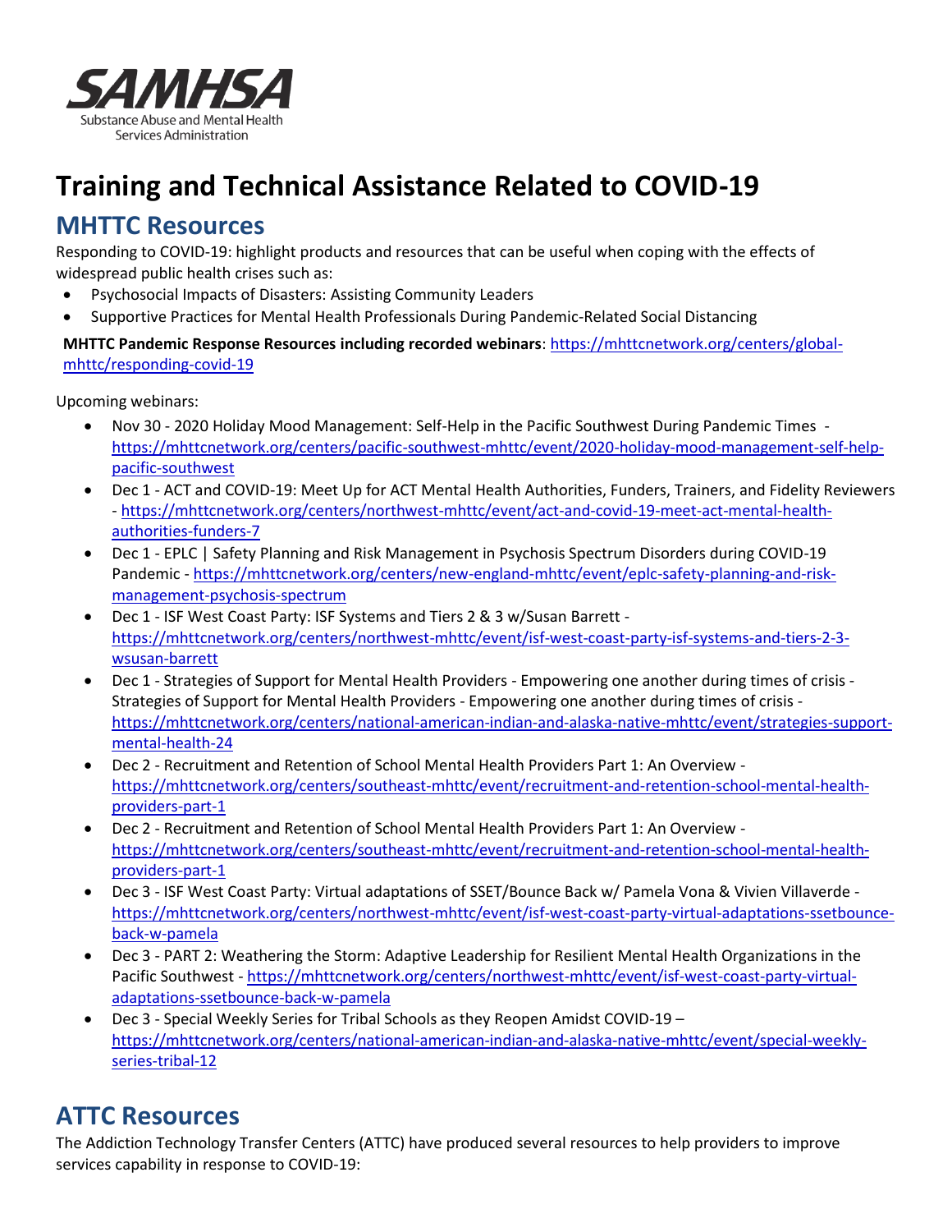**SAMHSA**

Substance Abuse and Mental Health Services Administration

# Training and Technical Assistance Related to COVID-19

## MHTTC Resources

Responding to COVID-19: highlight products and resources that can be useful when coping with the effects of widespread public health crises such as:

- Psychosocial Impacts of Disasters: Assisting Community Leaders
- Supportive Practices for Mental Health Professionals During Pandemic-Related Social Distancing

**MHTTC Pandemic Response Resources including recorded webinars**: https://mhttcnetwork.org/centers/global-mhttc/responding-covid-19

Upcoming webinars:

- Nov 30 - 2020 Holiday Mood Management: Self-Help in the Pacific Southwest During Pandemic Times - https://mhttcnetwork.org/centers/pacific-southwest-mhttc/event/2020-holiday-mood-management-self-help-pacific-southwest
- Dec 1 - ACT and COVID-19: Meet Up for ACT Mental Health Authorities, Funders, Trainers, and Fidelity Reviewers - https://mhttcnetwork.org/centers/northwest-mhttc/event/act-and-covid-19-meet-act-mental-health-authorities-funders-7
- Dec 1 - EPLC | Safety Planning and Risk Management in Psychosis Spectrum Disorders during COVID-19 Pandemic - https://mhttcnetwork.org/centers/new-england-mhttc/event/eplc-safety-planning-and-risk-management-psychosis-spectrum
- Dec 1 - ISF West Coast Party: ISF Systems and Tiers 2 & 3 w/Susan Barrett - https://mhttcnetwork.org/centers/northwest-mhttc/event/isf-west-coast-party-isf-systems-and-tiers-2-3-wsusan-barrett
- Dec 1 - Strategies of Support for Mental Health Providers - Empowering one another during times of crisis - Strategies of Support for Mental Health Providers - Empowering one another during times of crisis - https://mhttcnetwork.org/centers/national-american-indian-and-alaska-native-mhttc/event/strategies-support-mental-health-24
- Dec 2 - Recruitment and Retention of School Mental Health Providers Part 1: An Overview - https://mhttcnetwork.org/centers/southeast-mhttc/event/recruitment-and-retention-school-mental-health-providers-part-1
- Dec 2 - Recruitment and Retention of School Mental Health Providers Part 1: An Overview - https://mhttcnetwork.org/centers/southeast-mhttc/event/recruitment-and-retention-school-mental-health-providers-part-1
- Dec 3 - ISF West Coast Party: Virtual adaptations of SSET/Bounce Back w/ Pamela Vona & Vivien Villaverde - https://mhttcnetwork.org/centers/northwest-mhttc/event/isf-west-coast-party-virtual-adaptations-ssetbounce-back-w-pamela
- Dec 3 - PART 2: Weathering the Storm: Adaptive Leadership for Resilient Mental Health Organizations in the Pacific Southwest - https://mhttcnetwork.org/centers/northwest-mhttc/event/isf-west-coast-party-virtual-adaptations-ssetbounce-back-w-pamela
- Dec 3 - Special Weekly Series for Tribal Schools as they Reopen Amidst COVID-19 – https://mhttcnetwork.org/centers/national-american-indian-and-alaska-native-mhttc/event/special-weekly-series-tribal-12

## ATTC Resources

The Addiction Technology Transfer Centers (ATTC) have produced several resources to help providers to improve services capability in response to COVID-19: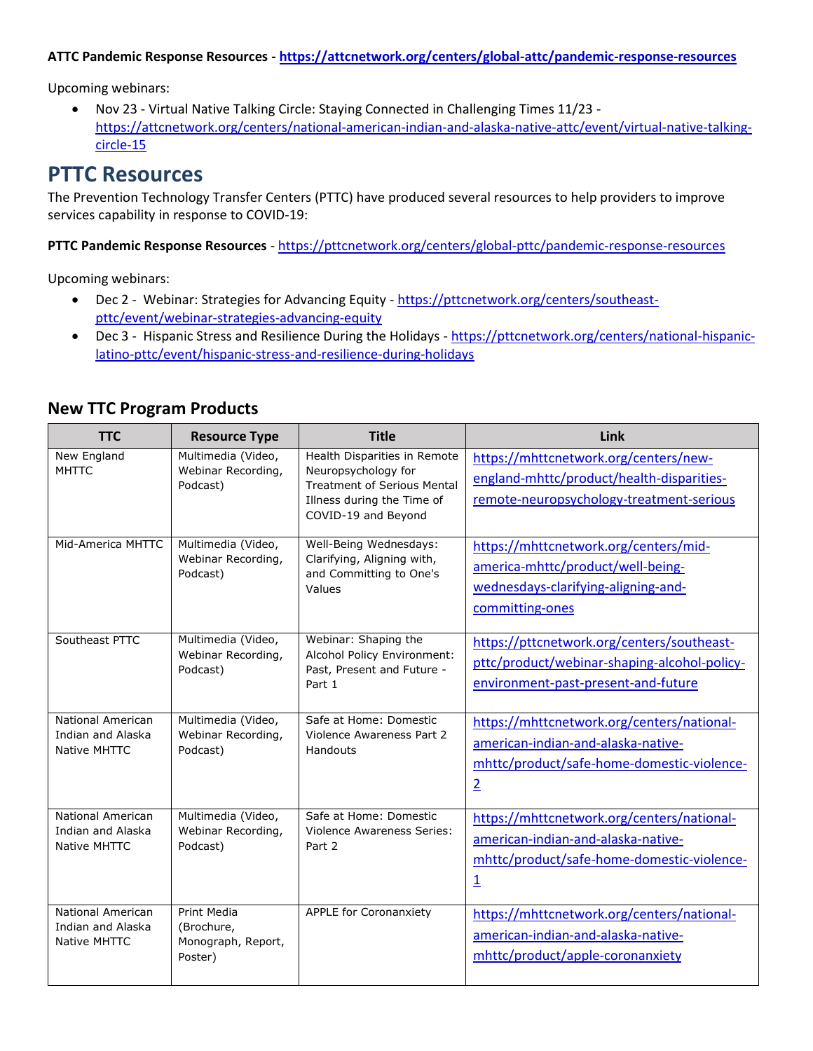**ATTC Pandemic Response Resources - https://attcnetwork.org/centers/global-attc/pandemic-response-resources**

Upcoming webinars:

- Nov 23 - Virtual Native Talking Circle: Staying Connected in Challenging Times 11/23 - https://attcnetwork.org/centers/national-american-indian-and-alaska-native-attc/event/virtual-native-talking-circle-15

# PTTC Resources

The Prevention Technology Transfer Centers (PTTC) have produced several resources to help providers to improve services capability in response to COVID-19:

**PTTC Pandemic Response Resources** - https://pttcnetwork.org/centers/global-pttc/pandemic-response-resources

Upcoming webinars:

- Dec 2 - Webinar: Strategies for Advancing Equity - https://pttcnetwork.org/centers/southeast-pttc/event/webinar-strategies-advancing-equity
- Dec 3 - Hispanic Stress and Resilience During the Holidays - https://pttcnetwork.org/centers/national-hispanic-latino-pttc/event/hispanic-stress-and-resilience-during-holidays

## New TTC Program Products

| TTC | Resource Type | Title | Link |
|---|---|---|---|
| New England MHTTC | Multimedia (Video, Webinar Recording, Podcast) | Health Disparities in Remote Neuropsychology for Treatment of Serious Mental Illness during the Time of COVID-19 and Beyond | https://mhttcnetwork.org/centers/new-england-mhttc/product/health-disparities-remote-neuropsychology-treatment-serious |
| Mid-America MHTTC | Multimedia (Video, Webinar Recording, Podcast) | Well-Being Wednesdays: Clarifying, Aligning with, and Committing to One's Values | https://mhttcnetwork.org/centers/mid-america-mhttc/product/well-being-wednesdays-clarifying-aligning-and-committing-ones |
| Southeast PTTC | Multimedia (Video, Webinar Recording, Podcast) | Webinar: Shaping the Alcohol Policy Environment: Past, Present and Future - Part 1 | https://pttcnetwork.org/centers/southeast-pttc/product/webinar-shaping-alcohol-policy-environment-past-present-and-future |
| National American Indian and Alaska Native MHTTC | Multimedia (Video, Webinar Recording, Podcast) | Safe at Home: Domestic Violence Awareness Part 2 Handouts | https://mhttcnetwork.org/centers/national-american-indian-and-alaska-native-mhttc/product/safe-home-domestic-violence-2 |
| National American Indian and Alaska Native MHTTC | Multimedia (Video, Webinar Recording, Podcast) | Safe at Home: Domestic Violence Awareness Series: Part 2 | https://mhttcnetwork.org/centers/national-american-indian-and-alaska-native-mhttc/product/safe-home-domestic-violence-1 |
| National American Indian and Alaska Native MHTTC | Print Media (Brochure, Monograph, Report, Poster) | APPLE for Coronanxiety | https://mhttcnetwork.org/centers/national-american-indian-and-alaska-native-mhttc/product/apple-coronanxiety |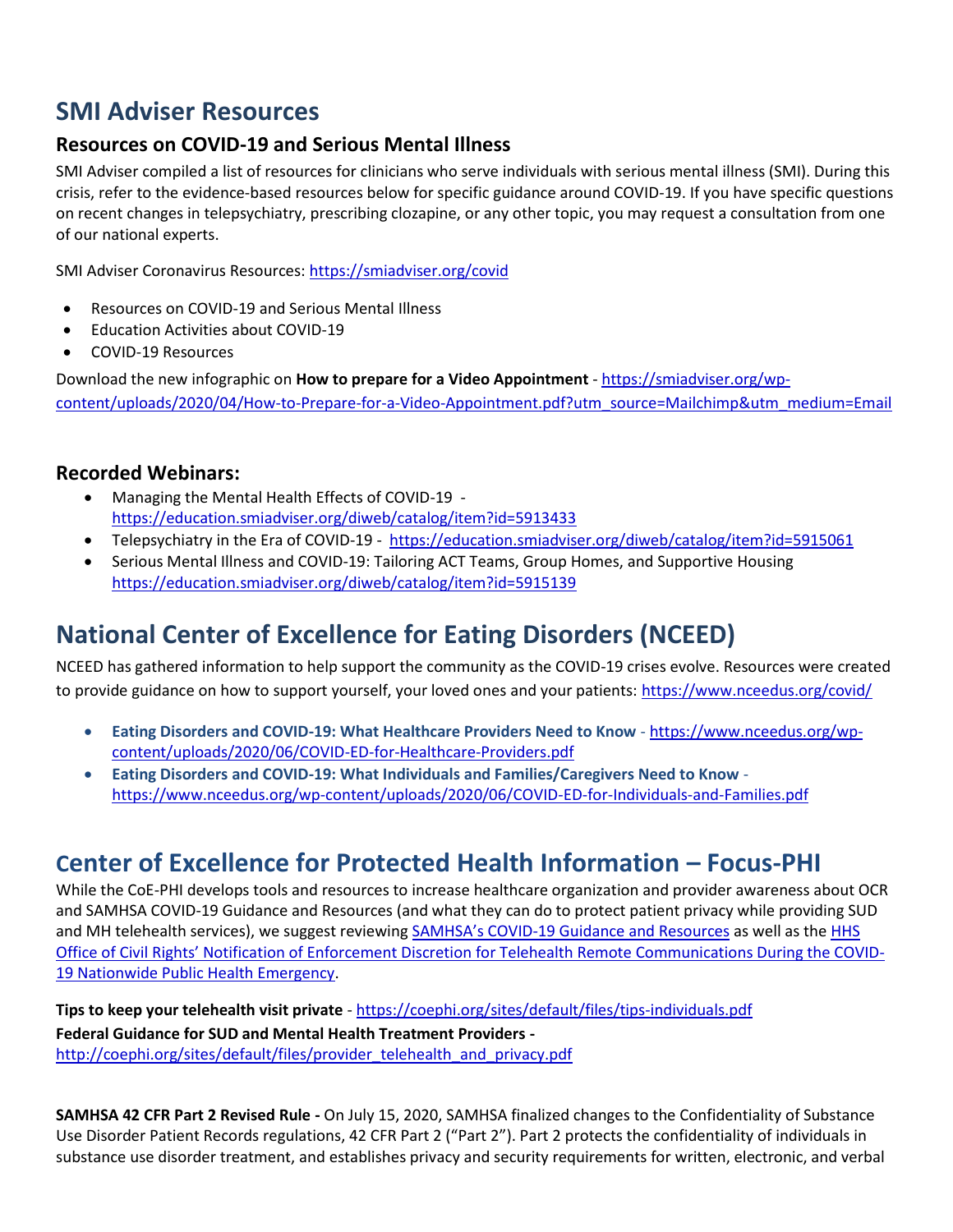# SMI Adviser Resources

### Resources on COVID-19 and Serious Mental Illness

SMI Adviser compiled a list of resources for clinicians who serve individuals with serious mental illness (SMI). During this crisis, refer to the evidence-based resources below for specific guidance around COVID-19. If you have specific questions on recent changes in telepsychiatry, prescribing clozapine, or any other topic, you may request a consultation from one of our national experts.

SMI Adviser Coronavirus Resources: https://smiadviser.org/covid

- Resources on COVID-19 and Serious Mental Illness
- Education Activities about COVID-19
- COVID-19 Resources

Download the new infographic on **How to prepare for a Video Appointment** - https://smiadviser.org/wp-content/uploads/2020/04/How-to-Prepare-for-a-Video-Appointment.pdf?utm_source=Mailchimp&utm_medium=Email

### Recorded Webinars:

- Managing the Mental Health Effects of COVID-19 - https://education.smiadviser.org/diweb/catalog/item?id=5913433
- Telepsychiatry in the Era of COVID-19 - https://education.smiadviser.org/diweb/catalog/item?id=5915061
- Serious Mental Illness and COVID-19: Tailoring ACT Teams, Group Homes, and Supportive Housing https://education.smiadviser.org/diweb/catalog/item?id=5915139

# National Center of Excellence for Eating Disorders (NCEED)

NCEED has gathered information to help support the community as the COVID-19 crises evolve. Resources were created to provide guidance on how to support yourself, your loved ones and your patients: https://www.nceedus.org/covid/

- **Eating Disorders and COVID-19: What Healthcare Providers Need to Know** - https://www.nceedus.org/wp-content/uploads/2020/06/COVID-ED-for-Healthcare-Providers.pdf
- **Eating Disorders and COVID-19: What Individuals and Families/Caregivers Need to Know** - https://www.nceedus.org/wp-content/uploads/2020/06/COVID-ED-for-Individuals-and-Families.pdf

# Center of Excellence for Protected Health Information – Focus-PHI

While the CoE-PHI develops tools and resources to increase healthcare organization and provider awareness about OCR and SAMHSA COVID-19 Guidance and Resources (and what they can do to protect patient privacy while providing SUD and MH telehealth services), we suggest reviewing SAMHSA's COVID-19 Guidance and Resources as well as the HHS Office of Civil Rights' Notification of Enforcement Discretion for Telehealth Remote Communications During the COVID-19 Nationwide Public Health Emergency.

**Tips to keep your telehealth visit private** - https://coephi.org/sites/default/files/tips-individuals.pdf
**Federal Guidance for SUD and Mental Health Treatment Providers -** http://coephi.org/sites/default/files/provider_telehealth_and_privacy.pdf

**SAMHSA 42 CFR Part 2 Revised Rule -** On July 15, 2020, SAMHSA finalized changes to the Confidentiality of Substance Use Disorder Patient Records regulations, 42 CFR Part 2 ("Part 2"). Part 2 protects the confidentiality of individuals in substance use disorder treatment, and establishes privacy and security requirements for written, electronic, and verbal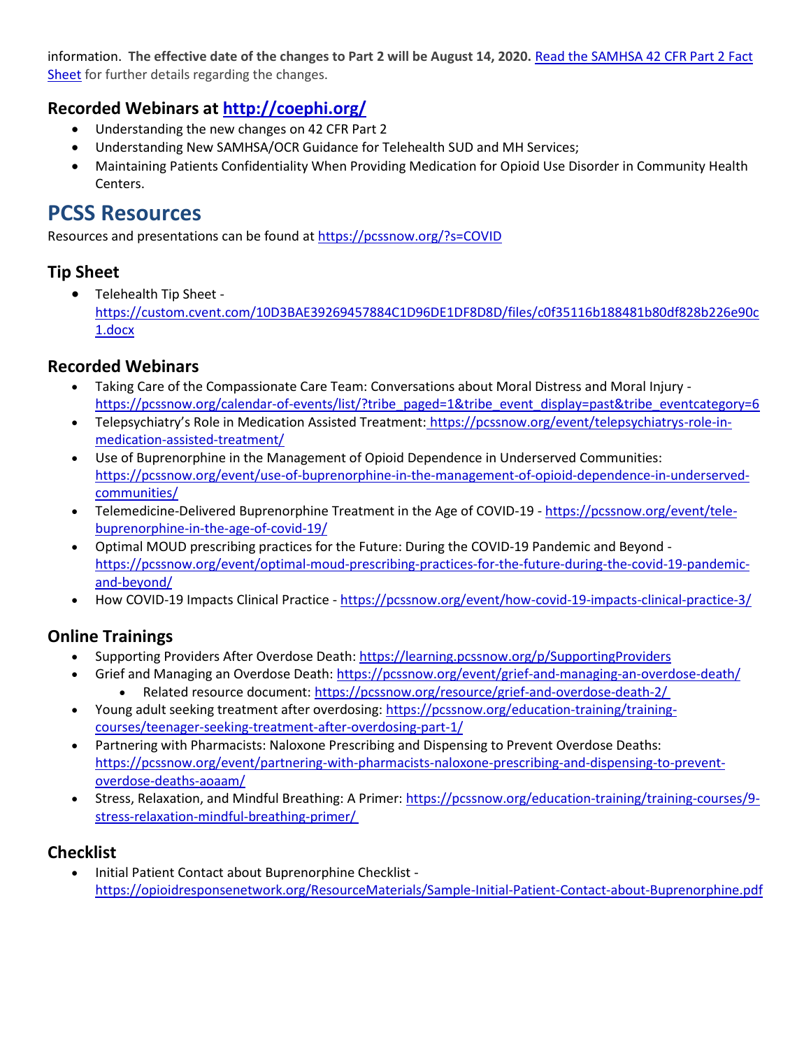information. **The effective date of the changes to Part 2 will be August 14, 2020.** [Read the SAMHSA 42 CFR Part 2 Fact Sheet]() for further details regarding the changes.

### Recorded Webinars at [http://coephi.org/](http://coephi.org/)

- Understanding the new changes on 42 CFR Part 2
- Understanding New SAMHSA/OCR Guidance for Telehealth SUD and MH Services;
- Maintaining Patients Confidentiality When Providing Medication for Opioid Use Disorder in Community Health Centers.

## PCSS Resources

Resources and presentations can be found at https://pcssnow.org/?s=COVID

### Tip Sheet

- Telehealth Tip Sheet - https://custom.cvent.com/10D3BAE39269457884C1D96DE1DF8D8D/files/c0f35116b188481b80df828b226e90c1.docx

### Recorded Webinars

- Taking Care of the Compassionate Care Team: Conversations about Moral Distress and Moral Injury - https://pcssnow.org/calendar-of-events/list/?tribe_paged=1&tribe_event_display=past&tribe_eventcategory=6
- Telepsychiatry's Role in Medication Assisted Treatment: https://pcssnow.org/event/telepsychiatrys-role-in-medication-assisted-treatment/
- Use of Buprenorphine in the Management of Opioid Dependence in Underserved Communities: https://pcssnow.org/event/use-of-buprenorphine-in-the-management-of-opioid-dependence-in-underserved-communities/
- Telemedicine-Delivered Buprenorphine Treatment in the Age of COVID-19 - https://pcssnow.org/event/tele-buprenorphine-in-the-age-of-covid-19/
- Optimal MOUD prescribing practices for the Future: During the COVID-19 Pandemic and Beyond - https://pcssnow.org/event/optimal-moud-prescribing-practices-for-the-future-during-the-covid-19-pandemic-and-beyond/
- How COVID-19 Impacts Clinical Practice - https://pcssnow.org/event/how-covid-19-impacts-clinical-practice-3/

### Online Trainings

- Supporting Providers After Overdose Death: https://learning.pcssnow.org/p/SupportingProviders
- Grief and Managing an Overdose Death: https://pcssnow.org/event/grief-and-managing-an-overdose-death/
    - Related resource document: https://pcssnow.org/resource/grief-and-overdose-death-2/
- Young adult seeking treatment after overdosing: https://pcssnow.org/education-training/training-courses/teenager-seeking-treatment-after-overdosing-part-1/
- Partnering with Pharmacists: Naloxone Prescribing and Dispensing to Prevent Overdose Deaths: https://pcssnow.org/event/partnering-with-pharmacists-naloxone-prescribing-and-dispensing-to-prevent-overdose-deaths-aoaam/
- Stress, Relaxation, and Mindful Breathing: A Primer: https://pcssnow.org/education-training/training-courses/9-stress-relaxation-mindful-breathing-primer/

### Checklist

- Initial Patient Contact about Buprenorphine Checklist - https://opioidresponsenetwork.org/ResourceMaterials/Sample-Initial-Patient-Contact-about-Buprenorphine.pdf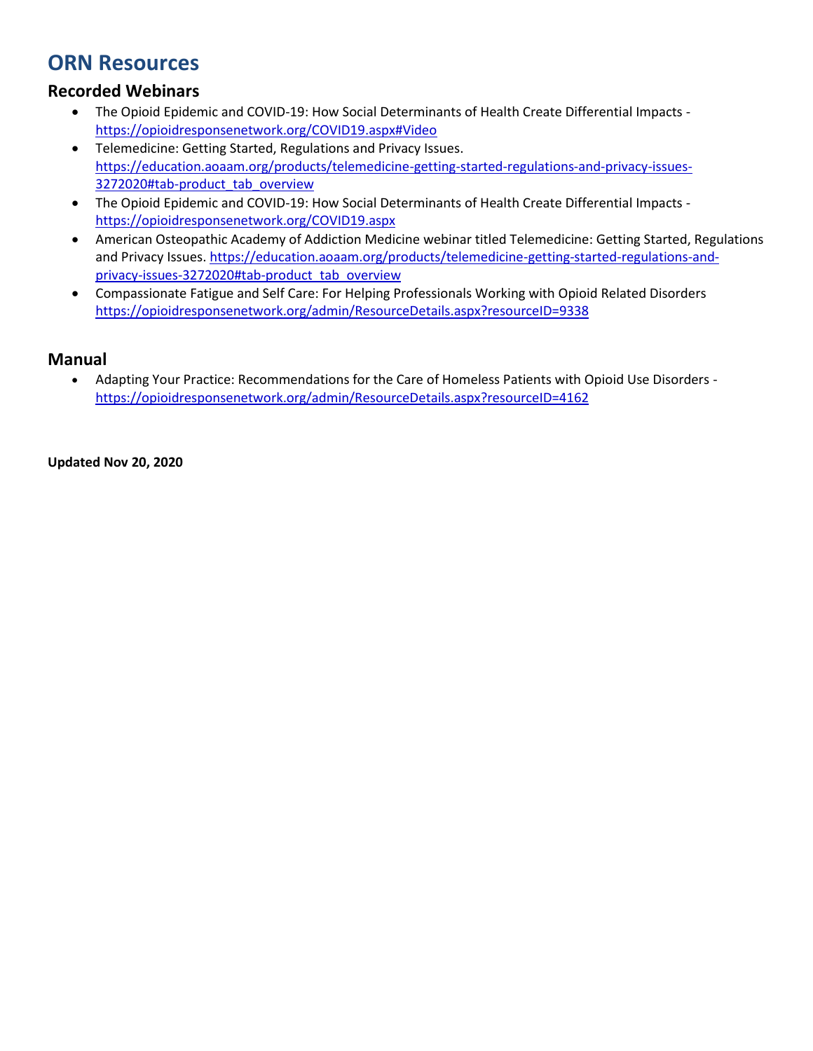# ORN Resources

## Recorded Webinars

- The Opioid Epidemic and COVID-19: How Social Determinants of Health Create Differential Impacts - https://opioidresponsenetwork.org/COVID19.aspx#Video
- Telemedicine: Getting Started, Regulations and Privacy Issues. https://education.aoaam.org/products/telemedicine-getting-started-regulations-and-privacy-issues-3272020#tab-product_tab_overview
- The Opioid Epidemic and COVID-19: How Social Determinants of Health Create Differential Impacts - https://opioidresponsenetwork.org/COVID19.aspx
- American Osteopathic Academy of Addiction Medicine webinar titled Telemedicine: Getting Started, Regulations and Privacy Issues. https://education.aoaam.org/products/telemedicine-getting-started-regulations-and-privacy-issues-3272020#tab-product_tab_overview
- Compassionate Fatigue and Self Care: For Helping Professionals Working with Opioid Related Disorders https://opioidresponsenetwork.org/admin/ResourceDetails.aspx?resourceID=9338

## Manual

- Adapting Your Practice: Recommendations for the Care of Homeless Patients with Opioid Use Disorders - https://opioidresponsenetwork.org/admin/ResourceDetails.aspx?resourceID=4162

**Updated Nov 20, 2020**